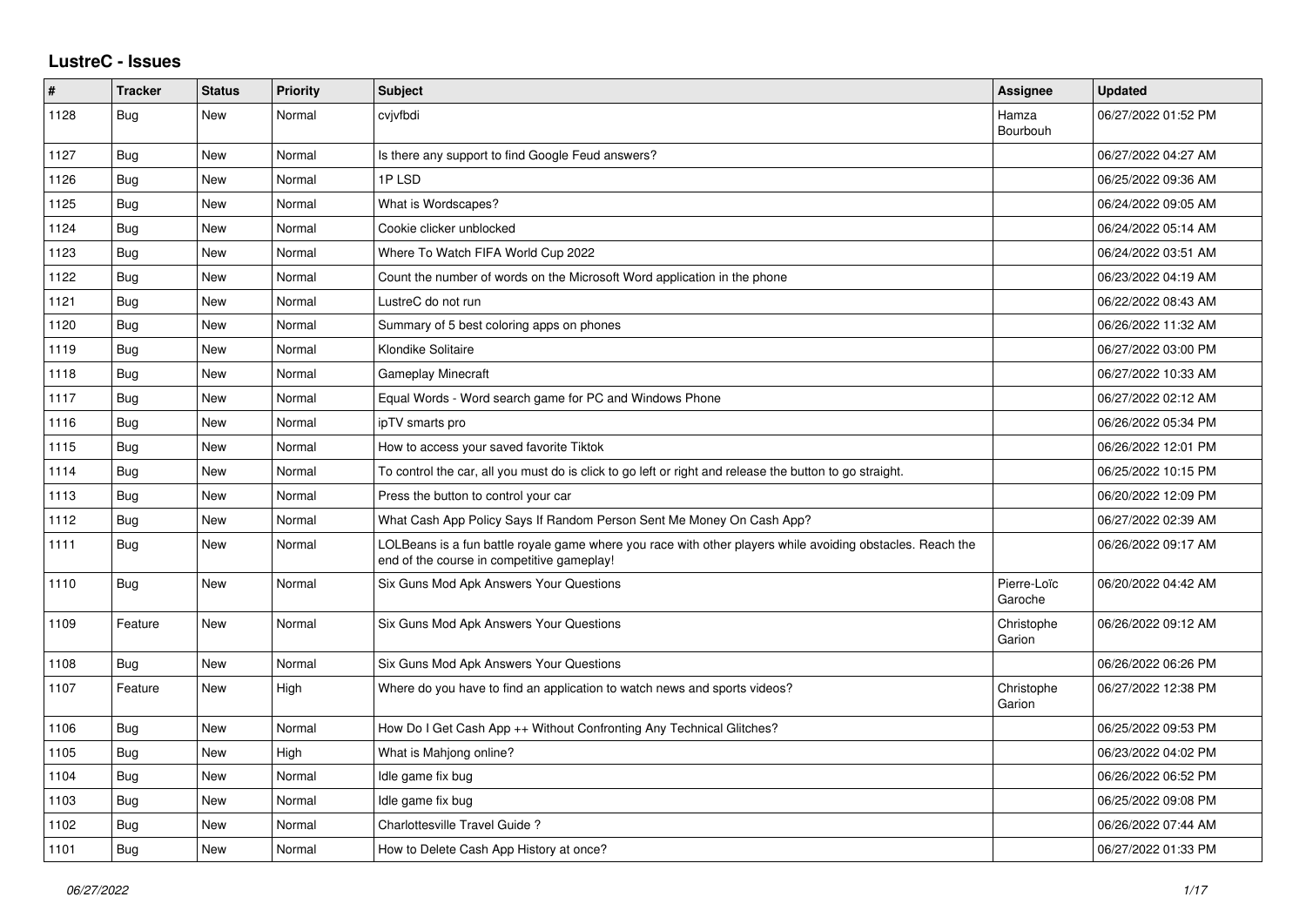# LustreC - Issues

| # | Tracker | Status | Priority | Subject | Assignee | Updated |
|---|---|---|---|---|---|---|
| 1128 | Bug | New | Normal | cvjvfbdi | Hamza Bourbouh | 06/27/2022 01:52 PM |
| 1127 | Bug | New | Normal | Is there any support to find Google Feud answers? | | 06/27/2022 04:27 AM |
| 1126 | Bug | New | Normal | 1P LSD | | 06/25/2022 09:36 AM |
| 1125 | Bug | New | Normal | What is Wordscapes? | | 06/24/2022 09:05 AM |
| 1124 | Bug | New | Normal | Cookie clicker unblocked | | 06/24/2022 05:14 AM |
| 1123 | Bug | New | Normal | Where To Watch FIFA World Cup 2022 | | 06/24/2022 03:51 AM |
| 1122 | Bug | New | Normal | Count the number of words on the Microsoft Word application in the phone | | 06/23/2022 04:19 AM |
| 1121 | Bug | New | Normal | LustreC do not run | | 06/22/2022 08:43 AM |
| 1120 | Bug | New | Normal | Summary of 5 best coloring apps on phones | | 06/26/2022 11:32 AM |
| 1119 | Bug | New | Normal | Klondike Solitaire | | 06/27/2022 03:00 PM |
| 1118 | Bug | New | Normal | Gameplay Minecraft | | 06/27/2022 10:33 AM |
| 1117 | Bug | New | Normal | Equal Words - Word search game for PC and Windows Phone | | 06/27/2022 02:12 AM |
| 1116 | Bug | New | Normal | ipTV smarts pro | | 06/26/2022 05:34 PM |
| 1115 | Bug | New | Normal | How to access your saved favorite Tiktok | | 06/26/2022 12:01 PM |
| 1114 | Bug | New | Normal | To control the car, all you must do is click to go left or right and release the button to go straight. | | 06/25/2022 10:15 PM |
| 1113 | Bug | New | Normal | Press the button to control your car | | 06/20/2022 12:09 PM |
| 1112 | Bug | New | Normal | What Cash App Policy Says If Random Person Sent Me Money On Cash App? | | 06/27/2022 02:39 AM |
| 1111 | Bug | New | Normal | LOLBeans is a fun battle royale game where you race with other players while avoiding obstacles. Reach the end of the course in competitive gameplay! | | 06/26/2022 09:17 AM |
| 1110 | Bug | New | Normal | Six Guns Mod Apk Answers Your Questions | Pierre-Loïc Garoche | 06/20/2022 04:42 AM |
| 1109 | Feature | New | Normal | Six Guns Mod Apk Answers Your Questions | Christophe Garion | 06/26/2022 09:12 AM |
| 1108 | Bug | New | Normal | Six Guns Mod Apk Answers Your Questions | | 06/26/2022 06:26 PM |
| 1107 | Feature | New | High | Where do you have to find an application to watch news and sports videos? | Christophe Garion | 06/27/2022 12:38 PM |
| 1106 | Bug | New | Normal | How Do I Get Cash App ++ Without Confronting Any Technical Glitches? | | 06/25/2022 09:53 PM |
| 1105 | Bug | New | High | What is Mahjong online? | | 06/23/2022 04:02 PM |
| 1104 | Bug | New | Normal | Idle game fix bug | | 06/26/2022 06:52 PM |
| 1103 | Bug | New | Normal | Idle game fix bug | | 06/25/2022 09:08 PM |
| 1102 | Bug | New | Normal | Charlottesville Travel Guide ? | | 06/26/2022 07:44 AM |
| 1101 | Bug | New | Normal | How to Delete Cash App History at once? | | 06/27/2022 01:33 PM |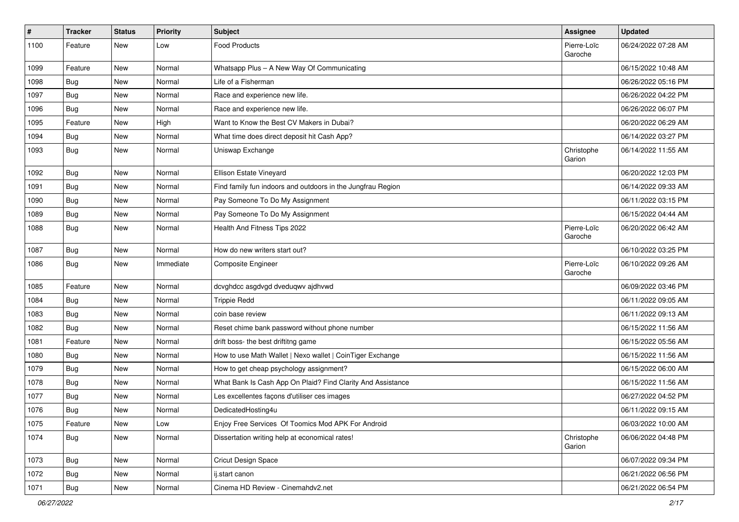| # | Tracker | Status | Priority | Subject | Assignee | Updated |
|---|---|---|---|---|---|---|
| 1100 | Feature | New | Low | Food Products | Pierre-Loïc Garoche | 06/24/2022 07:28 AM |
| 1099 | Feature | New | Normal | Whatsapp Plus – A New Way Of Communicating | | 06/15/2022 10:48 AM |
| 1098 | Bug | New | Normal | Life of a Fisherman | | 06/26/2022 05:16 PM |
| 1097 | Bug | New | Normal | Race and experience new life. | | 06/26/2022 04:22 PM |
| 1096 | Bug | New | Normal | Race and experience new life. | | 06/26/2022 06:07 PM |
| 1095 | Feature | New | High | Want to Know the Best CV Makers in Dubai? | | 06/20/2022 06:29 AM |
| 1094 | Bug | New | Normal | What time does direct deposit hit Cash App? | | 06/14/2022 03:27 PM |
| 1093 | Bug | New | Normal | Uniswap Exchange | Christophe Garion | 06/14/2022 11:55 AM |
| 1092 | Bug | New | Normal | Ellison Estate Vineyard | | 06/20/2022 12:03 PM |
| 1091 | Bug | New | Normal | Find family fun indoors and outdoors in the Jungfrau Region | | 06/14/2022 09:33 AM |
| 1090 | Bug | New | Normal | Pay Someone To Do My Assignment | | 06/11/2022 03:15 PM |
| 1089 | Bug | New | Normal | Pay Someone To Do My Assignment | | 06/15/2022 04:44 AM |
| 1088 | Bug | New | Normal | Health And Fitness Tips 2022 | Pierre-Loïc Garoche | 06/20/2022 06:42 AM |
| 1087 | Bug | New | Normal | How do new writers start out? | | 06/10/2022 03:25 PM |
| 1086 | Bug | New | Immediate | Composite Engineer | Pierre-Loïc Garoche | 06/10/2022 09:26 AM |
| 1085 | Feature | New | Normal | dcvghdcc asgdvgd dveduqwv ajdhvwd | | 06/09/2022 03:46 PM |
| 1084 | Bug | New | Normal | Trippie Redd | | 06/11/2022 09:05 AM |
| 1083 | Bug | New | Normal | coin base review | | 06/11/2022 09:13 AM |
| 1082 | Bug | New | Normal | Reset chime bank password without phone number | | 06/15/2022 11:56 AM |
| 1081 | Feature | New | Normal | drift boss- the best driftitng game | | 06/15/2022 05:56 AM |
| 1080 | Bug | New | Normal | How to use Math Wallet \| Nexo wallet \| CoinTiger Exchange | | 06/15/2022 11:56 AM |
| 1079 | Bug | New | Normal | How to get cheap psychology assignment? | | 06/15/2022 06:00 AM |
| 1078 | Bug | New | Normal | What Bank Is Cash App On Plaid? Find Clarity And Assistance | | 06/15/2022 11:56 AM |
| 1077 | Bug | New | Normal | Les excellentes façons d'utiliser ces images | | 06/27/2022 04:52 PM |
| 1076 | Bug | New | Normal | DedicatedHosting4u | | 06/11/2022 09:15 AM |
| 1075 | Feature | New | Low | Enjoy Free Services Of Toomics Mod APK For Android | | 06/03/2022 10:00 AM |
| 1074 | Bug | New | Normal | Dissertation writing help at economical rates! | Christophe Garion | 06/06/2022 04:48 PM |
| 1073 | Bug | New | Normal | Cricut Design Space | | 06/07/2022 09:34 PM |
| 1072 | Bug | New | Normal | ij.start canon | | 06/21/2022 06:56 PM |
| 1071 | Bug | New | Normal | Cinema HD Review - Cinemahdv2.net | | 06/21/2022 06:54 PM |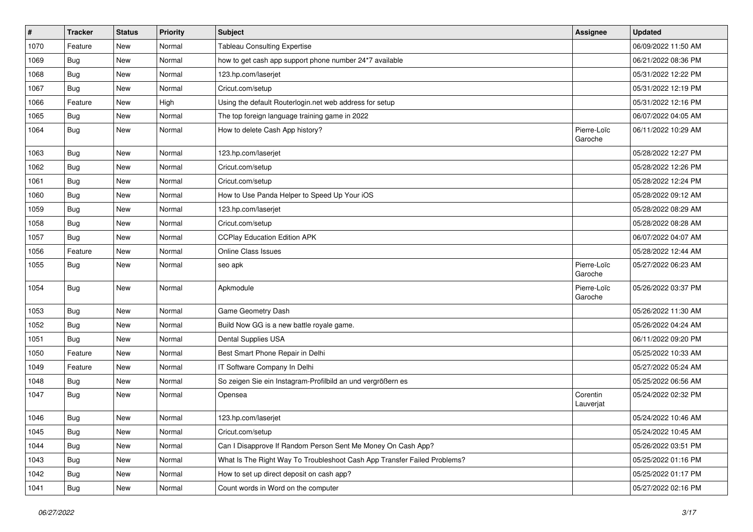| # | Tracker | Status | Priority | Subject | Assignee | Updated |
|---|---|---|---|---|---|---|
| 1070 | Feature | New | Normal | Tableau Consulting Expertise | | 06/09/2022 11:50 AM |
| 1069 | Bug | New | Normal | how to get cash app support phone number 24*7 available | | 06/21/2022 08:36 PM |
| 1068 | Bug | New | Normal | 123.hp.com/laserjet | | 05/31/2022 12:22 PM |
| 1067 | Bug | New | Normal | Cricut.com/setup | | 05/31/2022 12:19 PM |
| 1066 | Feature | New | High | Using the default Routerlogin.net web address for setup | | 05/31/2022 12:16 PM |
| 1065 | Bug | New | Normal | The top foreign language training game in 2022 | | 06/07/2022 04:05 AM |
| 1064 | Bug | New | Normal | How to delete Cash App history? | Pierre-Loïc Garoche | 06/11/2022 10:29 AM |
| 1063 | Bug | New | Normal | 123.hp.com/laserjet | | 05/28/2022 12:27 PM |
| 1062 | Bug | New | Normal | Cricut.com/setup | | 05/28/2022 12:26 PM |
| 1061 | Bug | New | Normal | Cricut.com/setup | | 05/28/2022 12:24 PM |
| 1060 | Bug | New | Normal | How to Use Panda Helper to Speed Up Your iOS | | 05/28/2022 09:12 AM |
| 1059 | Bug | New | Normal | 123.hp.com/laserjet | | 05/28/2022 08:29 AM |
| 1058 | Bug | New | Normal | Cricut.com/setup | | 05/28/2022 08:28 AM |
| 1057 | Bug | New | Normal | CCPlay Education Edition APK | | 06/07/2022 04:07 AM |
| 1056 | Feature | New | Normal | Online Class Issues | | 05/28/2022 12:44 AM |
| 1055 | Bug | New | Normal | seo apk | Pierre-Loïc Garoche | 05/27/2022 06:23 AM |
| 1054 | Bug | New | Normal | Apkmodule | Pierre-Loïc Garoche | 05/26/2022 03:37 PM |
| 1053 | Bug | New | Normal | Game Geometry Dash | | 05/26/2022 11:30 AM |
| 1052 | Bug | New | Normal | Build Now GG is a new battle royale game. | | 05/26/2022 04:24 AM |
| 1051 | Bug | New | Normal | Dental Supplies USA | | 06/11/2022 09:20 PM |
| 1050 | Feature | New | Normal | Best Smart Phone Repair in Delhi | | 05/25/2022 10:33 AM |
| 1049 | Feature | New | Normal | IT Software Company In Delhi | | 05/27/2022 05:24 AM |
| 1048 | Bug | New | Normal | So zeigen Sie ein Instagram-Profilbild an und vergrößern es | | 05/25/2022 06:56 AM |
| 1047 | Bug | New | Normal | Opensea | Corentin Lauverjat | 05/24/2022 02:32 PM |
| 1046 | Bug | New | Normal | 123.hp.com/laserjet | | 05/24/2022 10:46 AM |
| 1045 | Bug | New | Normal | Cricut.com/setup | | 05/24/2022 10:45 AM |
| 1044 | Bug | New | Normal | Can I Disapprove If Random Person Sent Me Money On Cash App? | | 05/26/2022 03:51 PM |
| 1043 | Bug | New | Normal | What Is The Right Way To Troubleshoot Cash App Transfer Failed Problems? | | 05/25/2022 01:16 PM |
| 1042 | Bug | New | Normal | How to set up direct deposit on cash app? | | 05/25/2022 01:17 PM |
| 1041 | Bug | New | Normal | Count words in Word on the computer | | 05/27/2022 02:16 PM |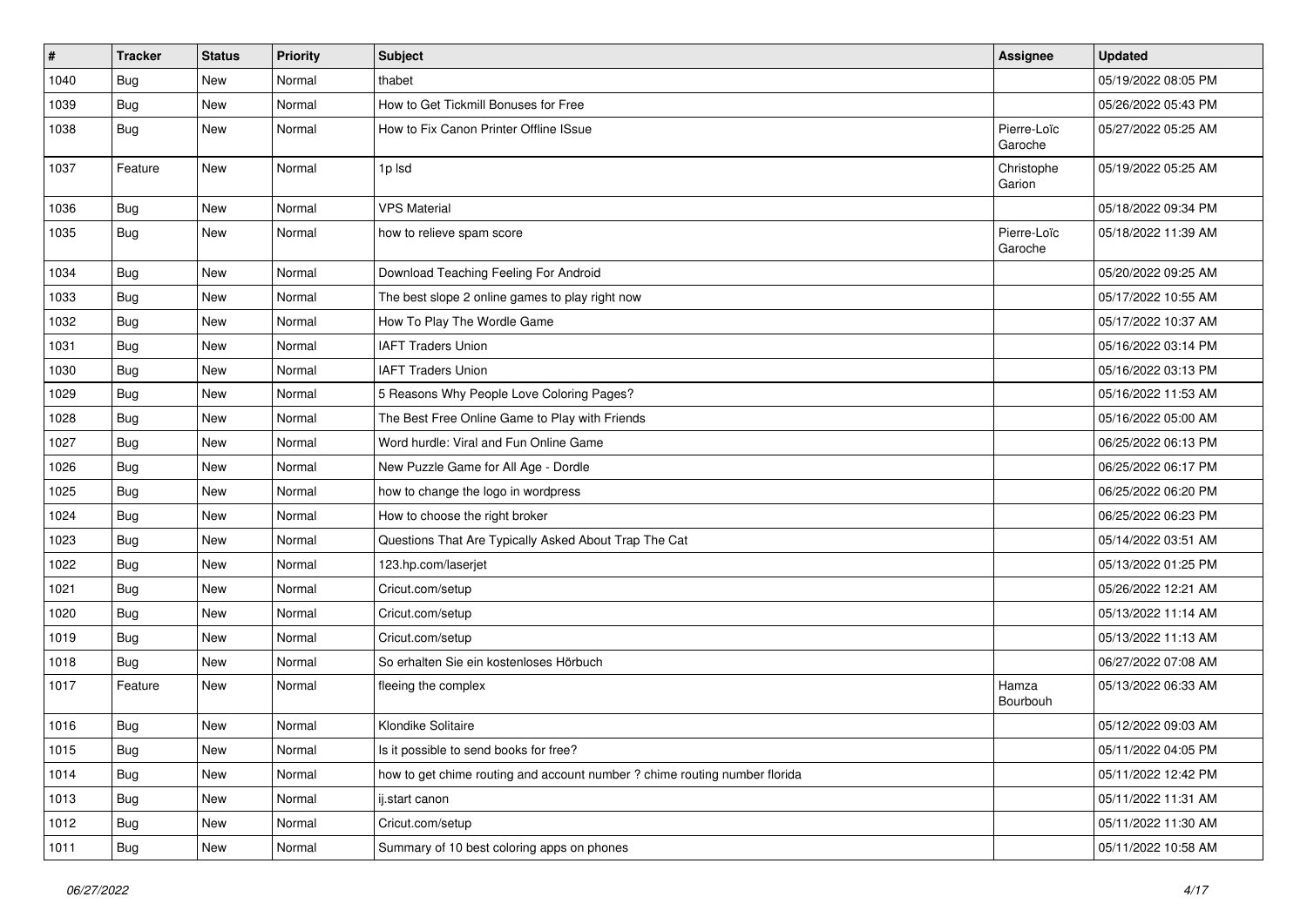| # | Tracker | Status | Priority | Subject | Assignee | Updated |
|---|---|---|---|---|---|---|
| 1040 | Bug | New | Normal | thabet | | 05/19/2022 08:05 PM |
| 1039 | Bug | New | Normal | How to Get Tickmill Bonuses for Free | | 05/26/2022 05:43 PM |
| 1038 | Bug | New | Normal | How to Fix Canon Printer Offline ISsue | Pierre-Loïc Garoche | 05/27/2022 05:25 AM |
| 1037 | Feature | New | Normal | 1p lsd | Christophe Garion | 05/19/2022 05:25 AM |
| 1036 | Bug | New | Normal | VPS Material | | 05/18/2022 09:34 PM |
| 1035 | Bug | New | Normal | how to relieve spam score | Pierre-Loïc Garoche | 05/18/2022 11:39 AM |
| 1034 | Bug | New | Normal | Download Teaching Feeling For Android | | 05/20/2022 09:25 AM |
| 1033 | Bug | New | Normal | The best slope 2 online games to play right now | | 05/17/2022 10:55 AM |
| 1032 | Bug | New | Normal | How To Play The Wordle Game | | 05/17/2022 10:37 AM |
| 1031 | Bug | New | Normal | IAFT Traders Union | | 05/16/2022 03:14 PM |
| 1030 | Bug | New | Normal | IAFT Traders Union | | 05/16/2022 03:13 PM |
| 1029 | Bug | New | Normal | 5 Reasons Why People Love Coloring Pages? | | 05/16/2022 11:53 AM |
| 1028 | Bug | New | Normal | The Best Free Online Game to Play with Friends | | 05/16/2022 05:00 AM |
| 1027 | Bug | New | Normal | Word hurdle: Viral and Fun Online Game | | 06/25/2022 06:13 PM |
| 1026 | Bug | New | Normal | New Puzzle Game for All Age - Dordle | | 06/25/2022 06:17 PM |
| 1025 | Bug | New | Normal | how to change the logo in wordpress | | 06/25/2022 06:20 PM |
| 1024 | Bug | New | Normal | How to choose the right broker | | 06/25/2022 06:23 PM |
| 1023 | Bug | New | Normal | Questions That Are Typically Asked About Trap The Cat | | 05/14/2022 03:51 AM |
| 1022 | Bug | New | Normal | 123.hp.com/laserjet | | 05/13/2022 01:25 PM |
| 1021 | Bug | New | Normal | Cricut.com/setup | | 05/26/2022 12:21 AM |
| 1020 | Bug | New | Normal | Cricut.com/setup | | 05/13/2022 11:14 AM |
| 1019 | Bug | New | Normal | Cricut.com/setup | | 05/13/2022 11:13 AM |
| 1018 | Bug | New | Normal | So erhalten Sie ein kostenloses Hörbuch | | 06/27/2022 07:08 AM |
| 1017 | Feature | New | Normal | fleeing the complex | Hamza Bourbouh | 05/13/2022 06:33 AM |
| 1016 | Bug | New | Normal | Klondike Solitaire | | 05/12/2022 09:03 AM |
| 1015 | Bug | New | Normal | Is it possible to send books for free? | | 05/11/2022 04:05 PM |
| 1014 | Bug | New | Normal | how to get chime routing and account number ? chime routing number florida | | 05/11/2022 12:42 PM |
| 1013 | Bug | New | Normal | ij.start canon | | 05/11/2022 11:31 AM |
| 1012 | Bug | New | Normal | Cricut.com/setup | | 05/11/2022 11:30 AM |
| 1011 | Bug | New | Normal | Summary of 10 best coloring apps on phones | | 05/11/2022 10:58 AM |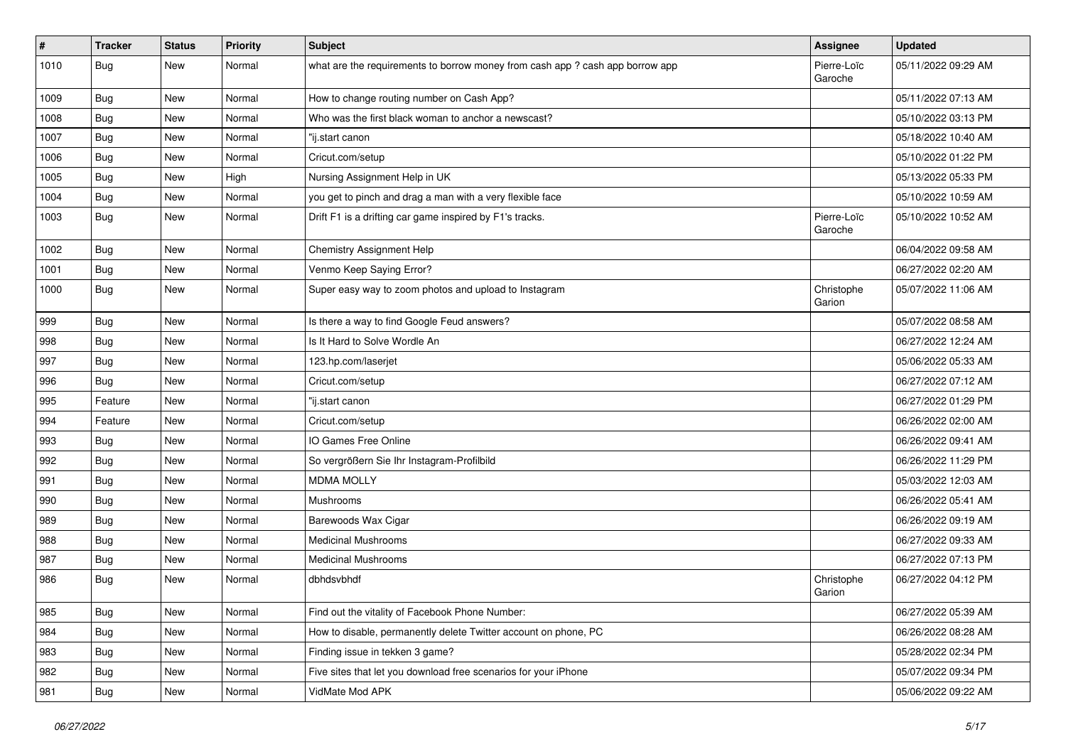| # | Tracker | Status | Priority | Subject | Assignee | Updated |
|---|---|---|---|---|---|---|
| 1010 | Bug | New | Normal | what are the requirements to borrow money from cash app ? cash app borrow app | Pierre-Loïc Garoche | 05/11/2022 09:29 AM |
| 1009 | Bug | New | Normal | How to change routing number on Cash App? | | 05/11/2022 07:13 AM |
| 1008 | Bug | New | Normal | Who was the first black woman to anchor a newscast? | | 05/10/2022 03:13 PM |
| 1007 | Bug | New | Normal | "ij.start canon | | 05/18/2022 10:40 AM |
| 1006 | Bug | New | Normal | Cricut.com/setup | | 05/10/2022 01:22 PM |
| 1005 | Bug | New | High | Nursing Assignment Help in UK | | 05/13/2022 05:33 PM |
| 1004 | Bug | New | Normal | you get to pinch and drag a man with a very flexible face | | 05/10/2022 10:59 AM |
| 1003 | Bug | New | Normal | Drift F1 is a drifting car game inspired by F1's tracks. | Pierre-Loïc Garoche | 05/10/2022 10:52 AM |
| 1002 | Bug | New | Normal | Chemistry Assignment Help | | 06/04/2022 09:58 AM |
| 1001 | Bug | New | Normal | Venmo Keep Saying Error? | | 06/27/2022 02:20 AM |
| 1000 | Bug | New | Normal | Super easy way to zoom photos and upload to Instagram | Christophe Garion | 05/07/2022 11:06 AM |
| 999 | Bug | New | Normal | Is there a way to find Google Feud answers? | | 05/07/2022 08:58 AM |
| 998 | Bug | New | Normal | Is It Hard to Solve Wordle An | | 06/27/2022 12:24 AM |
| 997 | Bug | New | Normal | 123.hp.com/laserjet | | 05/06/2022 05:33 AM |
| 996 | Bug | New | Normal | Cricut.com/setup | | 06/27/2022 07:12 AM |
| 995 | Feature | New | Normal | "ij.start canon | | 06/27/2022 01:29 PM |
| 994 | Feature | New | Normal | Cricut.com/setup | | 06/26/2022 02:00 AM |
| 993 | Bug | New | Normal | IO Games Free Online | | 06/26/2022 09:41 AM |
| 992 | Bug | New | Normal | So vergrößern Sie Ihr Instagram-Profilbild | | 06/26/2022 11:29 PM |
| 991 | Bug | New | Normal | MDMA MOLLY | | 05/03/2022 12:03 AM |
| 990 | Bug | New | Normal | Mushrooms | | 06/26/2022 05:41 AM |
| 989 | Bug | New | Normal | Barewoods Wax Cigar | | 06/26/2022 09:19 AM |
| 988 | Bug | New | Normal | Medicinal Mushrooms | | 06/27/2022 09:33 AM |
| 987 | Bug | New | Normal | Medicinal Mushrooms | | 06/27/2022 07:13 PM |
| 986 | Bug | New | Normal | dbhdsvbhdf | Christophe Garion | 06/27/2022 04:12 PM |
| 985 | Bug | New | Normal | Find out the vitality of Facebook Phone Number: | | 06/27/2022 05:39 AM |
| 984 | Bug | New | Normal | How to disable, permanently delete Twitter account on phone, PC | | 06/26/2022 08:28 AM |
| 983 | Bug | New | Normal | Finding issue in tekken 3 game? | | 05/28/2022 02:34 PM |
| 982 | Bug | New | Normal | Five sites that let you download free scenarios for your iPhone | | 05/07/2022 09:34 PM |
| 981 | Bug | New | Normal | VidMate Mod APK | | 05/06/2022 09:22 AM |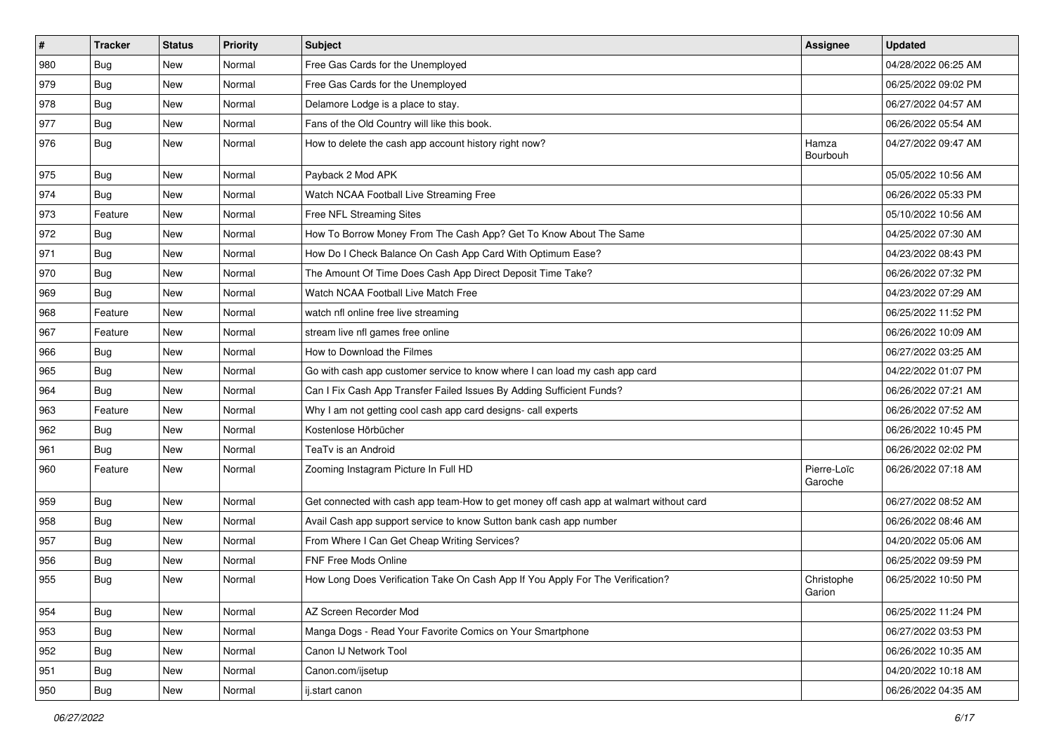| # | Tracker | Status | Priority | Subject | Assignee | Updated |
| --- | --- | --- | --- | --- | --- | --- |
| 980 | Bug | New | Normal | Free Gas Cards for the Unemployed | | 04/28/2022 06:25 AM |
| 979 | Bug | New | Normal | Free Gas Cards for the Unemployed | | 06/25/2022 09:02 PM |
| 978 | Bug | New | Normal | Delamore Lodge is a place to stay. | | 06/27/2022 04:57 AM |
| 977 | Bug | New | Normal | Fans of the Old Country will like this book. | | 06/26/2022 05:54 AM |
| 976 | Bug | New | Normal | How to delete the cash app account history right now? | Hamza Bourbouh | 04/27/2022 09:47 AM |
| 975 | Bug | New | Normal | Payback 2 Mod APK | | 05/05/2022 10:56 AM |
| 974 | Bug | New | Normal | Watch NCAA Football Live Streaming Free | | 06/26/2022 05:33 PM |
| 973 | Feature | New | Normal | Free NFL Streaming Sites | | 05/10/2022 10:56 AM |
| 972 | Bug | New | Normal | How To Borrow Money From The Cash App? Get To Know About The Same | | 04/25/2022 07:30 AM |
| 971 | Bug | New | Normal | How Do I Check Balance On Cash App Card With Optimum Ease? | | 04/23/2022 08:43 PM |
| 970 | Bug | New | Normal | The Amount Of Time Does Cash App Direct Deposit Time Take? | | 06/26/2022 07:32 PM |
| 969 | Bug | New | Normal | Watch NCAA Football Live Match Free | | 04/23/2022 07:29 AM |
| 968 | Feature | New | Normal | watch nfl online free live streaming | | 06/25/2022 11:52 PM |
| 967 | Feature | New | Normal | stream live nfl games free online | | 06/26/2022 10:09 AM |
| 966 | Bug | New | Normal | How to Download the Filmes | | 06/27/2022 03:25 AM |
| 965 | Bug | New | Normal | Go with cash app customer service to know where I can load my cash app card | | 04/22/2022 01:07 PM |
| 964 | Bug | New | Normal | Can I Fix Cash App Transfer Failed Issues By Adding Sufficient Funds? | | 06/26/2022 07:21 AM |
| 963 | Feature | New | Normal | Why I am not getting cool cash app card designs- call experts | | 06/26/2022 07:52 AM |
| 962 | Bug | New | Normal | Kostenlose Hörbücher | | 06/26/2022 10:45 PM |
| 961 | Bug | New | Normal | TeaTv is an Android | | 06/26/2022 02:02 PM |
| 960 | Feature | New | Normal | Zooming Instagram Picture In Full HD | Pierre-Loïc Garoche | 06/26/2022 07:18 AM |
| 959 | Bug | New | Normal | Get connected with cash app team-How to get money off cash app at walmart without card | | 06/27/2022 08:52 AM |
| 958 | Bug | New | Normal | Avail Cash app support service to know Sutton bank cash app number | | 06/26/2022 08:46 AM |
| 957 | Bug | New | Normal | From Where I Can Get Cheap Writing Services? | | 04/20/2022 05:06 AM |
| 956 | Bug | New | Normal | FNF Free Mods Online | | 06/25/2022 09:59 PM |
| 955 | Bug | New | Normal | How Long Does Verification Take On Cash App If You Apply For The Verification? | Christophe Garion | 06/25/2022 10:50 PM |
| 954 | Bug | New | Normal | AZ Screen Recorder Mod | | 06/25/2022 11:24 PM |
| 953 | Bug | New | Normal | Manga Dogs - Read Your Favorite Comics on Your Smartphone | | 06/27/2022 03:53 PM |
| 952 | Bug | New | Normal | Canon IJ Network Tool | | 06/26/2022 10:35 AM |
| 951 | Bug | New | Normal | Canon.com/ijsetup | | 04/20/2022 10:18 AM |
| 950 | Bug | New | Normal | ij.start canon | | 06/26/2022 04:35 AM |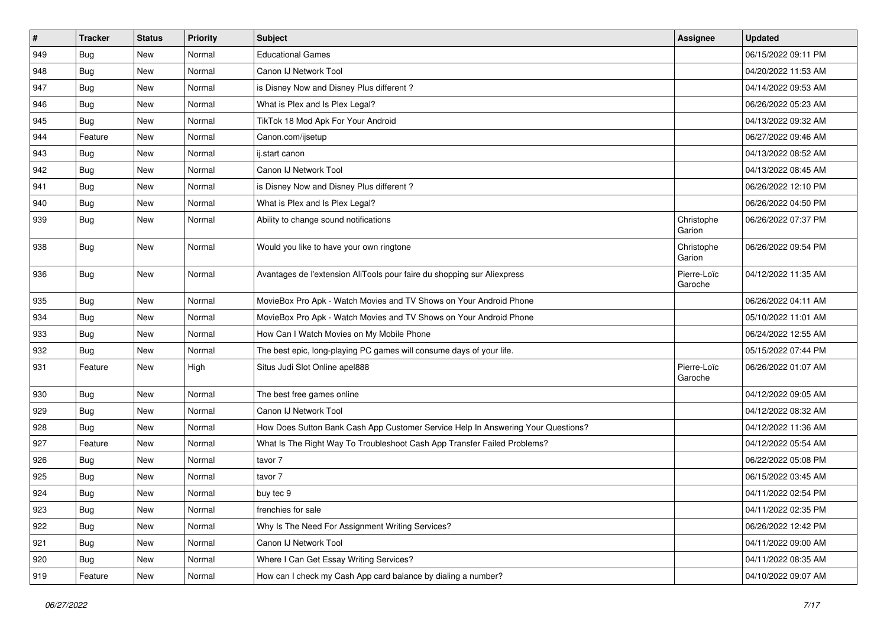| # | Tracker | Status | Priority | Subject | Assignee | Updated |
|---|---|---|---|---|---|---|
| 949 | Bug | New | Normal | Educational Games | | 06/15/2022 09:11 PM |
| 948 | Bug | New | Normal | Canon IJ Network Tool | | 04/20/2022 11:53 AM |
| 947 | Bug | New | Normal | is Disney Now and Disney Plus different ? | | 04/14/2022 09:53 AM |
| 946 | Bug | New | Normal | What is Plex and Is Plex Legal? | | 06/26/2022 05:23 AM |
| 945 | Bug | New | Normal | TikTok 18 Mod Apk For Your Android | | 04/13/2022 09:32 AM |
| 944 | Feature | New | Normal | Canon.com/ijsetup | | 06/27/2022 09:46 AM |
| 943 | Bug | New | Normal | ij.start canon | | 04/13/2022 08:52 AM |
| 942 | Bug | New | Normal | Canon IJ Network Tool | | 04/13/2022 08:45 AM |
| 941 | Bug | New | Normal | is Disney Now and Disney Plus different ? | | 06/26/2022 12:10 PM |
| 940 | Bug | New | Normal | What is Plex and Is Plex Legal? | | 06/26/2022 04:50 PM |
| 939 | Bug | New | Normal | Ability to change sound notifications | Christophe Garion | 06/26/2022 07:37 PM |
| 938 | Bug | New | Normal | Would you like to have your own ringtone | Christophe Garion | 06/26/2022 09:54 PM |
| 936 | Bug | New | Normal | Avantages de l'extension AliTools pour faire du shopping sur Aliexpress | Pierre-Loïc Garoche | 04/12/2022 11:35 AM |
| 935 | Bug | New | Normal | MovieBox Pro Apk - Watch Movies and TV Shows on Your Android Phone | | 06/26/2022 04:11 AM |
| 934 | Bug | New | Normal | MovieBox Pro Apk - Watch Movies and TV Shows on Your Android Phone | | 05/10/2022 11:01 AM |
| 933 | Bug | New | Normal | How Can I Watch Movies on My Mobile Phone | | 06/24/2022 12:55 AM |
| 932 | Bug | New | Normal | The best epic, long-playing PC games will consume days of your life. | | 05/15/2022 07:44 PM |
| 931 | Feature | New | High | Situs Judi Slot Online apel888 | Pierre-Loïc Garoche | 06/26/2022 01:07 AM |
| 930 | Bug | New | Normal | The best free games online | | 04/12/2022 09:05 AM |
| 929 | Bug | New | Normal | Canon IJ Network Tool | | 04/12/2022 08:32 AM |
| 928 | Bug | New | Normal | How Does Sutton Bank Cash App Customer Service Help In Answering Your Questions? | | 04/12/2022 11:36 AM |
| 927 | Feature | New | Normal | What Is The Right Way To Troubleshoot Cash App Transfer Failed Problems? | | 04/12/2022 05:54 AM |
| 926 | Bug | New | Normal | tavor 7 | | 06/22/2022 05:08 PM |
| 925 | Bug | New | Normal | tavor 7 | | 06/15/2022 03:45 AM |
| 924 | Bug | New | Normal | buy tec 9 | | 04/11/2022 02:54 PM |
| 923 | Bug | New | Normal | frenchies for sale | | 04/11/2022 02:35 PM |
| 922 | Bug | New | Normal | Why Is The Need For Assignment Writing Services? | | 06/26/2022 12:42 PM |
| 921 | Bug | New | Normal | Canon IJ Network Tool | | 04/11/2022 09:00 AM |
| 920 | Bug | New | Normal | Where I Can Get Essay Writing Services? | | 04/11/2022 08:35 AM |
| 919 | Feature | New | Normal | How can I check my Cash App card balance by dialing a number? | | 04/10/2022 09:07 AM |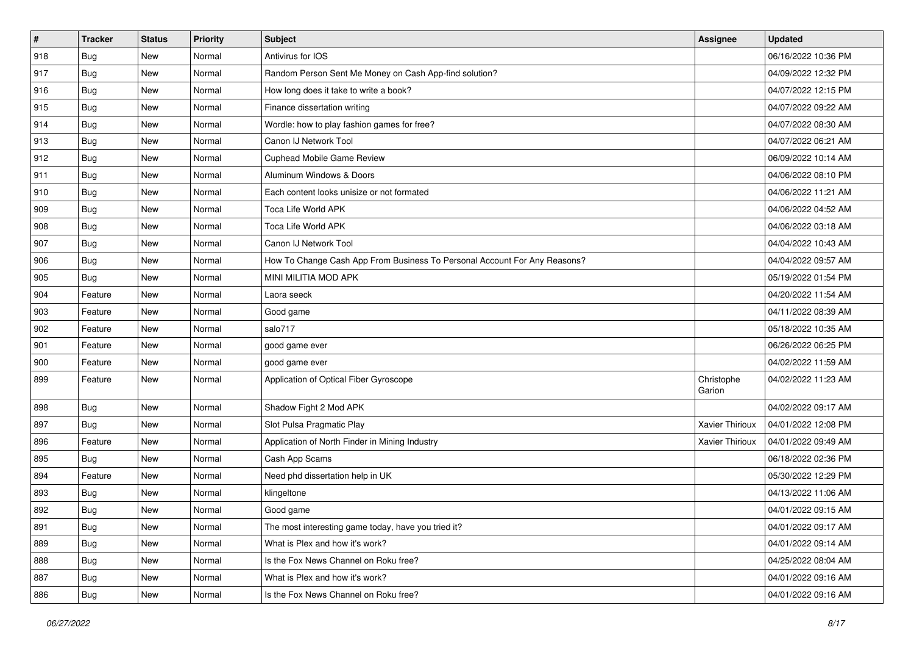| # | Tracker | Status | Priority | Subject | Assignee | Updated |
| --- | --- | --- | --- | --- | --- | --- |
| 918 | Bug | New | Normal | Antivirus for IOS | | 06/16/2022 10:36 PM |
| 917 | Bug | New | Normal | Random Person Sent Me Money on Cash App-find solution? | | 04/09/2022 12:32 PM |
| 916 | Bug | New | Normal | How long does it take to write a book? | | 04/07/2022 12:15 PM |
| 915 | Bug | New | Normal | Finance dissertation writing | | 04/07/2022 09:22 AM |
| 914 | Bug | New | Normal | Wordle: how to play fashion games for free? | | 04/07/2022 08:30 AM |
| 913 | Bug | New | Normal | Canon IJ Network Tool | | 04/07/2022 06:21 AM |
| 912 | Bug | New | Normal | Cuphead Mobile Game Review | | 06/09/2022 10:14 AM |
| 911 | Bug | New | Normal | Aluminum Windows & Doors | | 04/06/2022 08:10 PM |
| 910 | Bug | New | Normal | Each content looks unisize or not formated | | 04/06/2022 11:21 AM |
| 909 | Bug | New | Normal | Toca Life World APK | | 04/06/2022 04:52 AM |
| 908 | Bug | New | Normal | Toca Life World APK | | 04/06/2022 03:18 AM |
| 907 | Bug | New | Normal | Canon IJ Network Tool | | 04/04/2022 10:43 AM |
| 906 | Bug | New | Normal | How To Change Cash App From Business To Personal Account For Any Reasons? | | 04/04/2022 09:57 AM |
| 905 | Bug | New | Normal | MINI MILITIA MOD APK | | 05/19/2022 01:54 PM |
| 904 | Feature | New | Normal | Laora seeck | | 04/20/2022 11:54 AM |
| 903 | Feature | New | Normal | Good game | | 04/11/2022 08:39 AM |
| 902 | Feature | New | Normal | salo717 | | 05/18/2022 10:35 AM |
| 901 | Feature | New | Normal | good game ever | | 06/26/2022 06:25 PM |
| 900 | Feature | New | Normal | good game ever | | 04/02/2022 11:59 AM |
| 899 | Feature | New | Normal | Application of Optical Fiber Gyroscope | Christophe Garion | 04/02/2022 11:23 AM |
| 898 | Bug | New | Normal | Shadow Fight 2 Mod APK | | 04/02/2022 09:17 AM |
| 897 | Bug | New | Normal | Slot Pulsa Pragmatic Play | Xavier Thirioux | 04/01/2022 12:08 PM |
| 896 | Feature | New | Normal | Application of North Finder in Mining Industry | Xavier Thirioux | 04/01/2022 09:49 AM |
| 895 | Bug | New | Normal | Cash App Scams | | 06/18/2022 02:36 PM |
| 894 | Feature | New | Normal | Need phd dissertation help in UK | | 05/30/2022 12:29 PM |
| 893 | Bug | New | Normal | klingeltone | | 04/13/2022 11:06 AM |
| 892 | Bug | New | Normal | Good game | | 04/01/2022 09:15 AM |
| 891 | Bug | New | Normal | The most interesting game today, have you tried it? | | 04/01/2022 09:17 AM |
| 889 | Bug | New | Normal | What is Plex and how it's work? | | 04/01/2022 09:14 AM |
| 888 | Bug | New | Normal | Is the Fox News Channel on Roku free? | | 04/25/2022 08:04 AM |
| 887 | Bug | New | Normal | What is Plex and how it's work? | | 04/01/2022 09:16 AM |
| 886 | Bug | New | Normal | Is the Fox News Channel on Roku free? | | 04/01/2022 09:16 AM |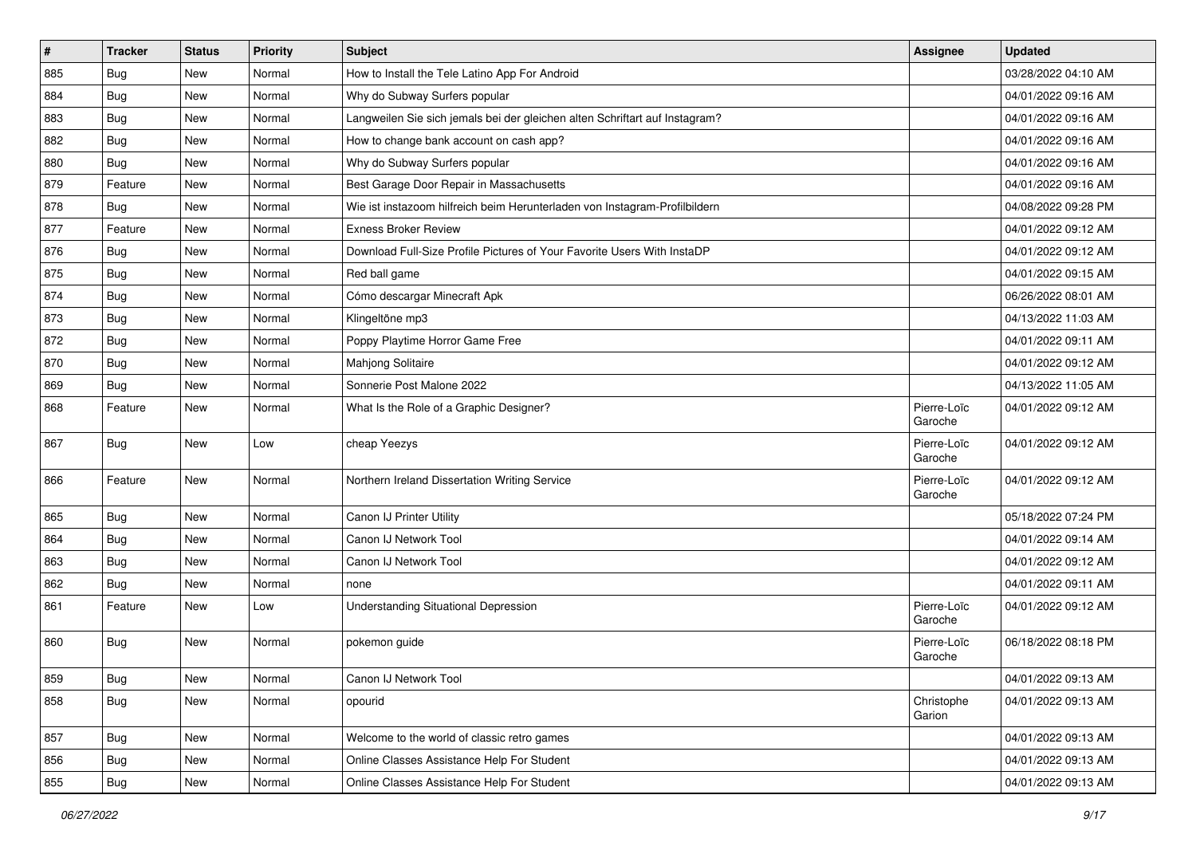| # | Tracker | Status | Priority | Subject | Assignee | Updated |
|---|---|---|---|---|---|---|
| 885 | Bug | New | Normal | How to Install the Tele Latino App For Android | | 03/28/2022 04:10 AM |
| 884 | Bug | New | Normal | Why do Subway Surfers popular | | 04/01/2022 09:16 AM |
| 883 | Bug | New | Normal | Langweilen Sie sich jemals bei der gleichen alten Schriftart auf Instagram? | | 04/01/2022 09:16 AM |
| 882 | Bug | New | Normal | How to change bank account on cash app? | | 04/01/2022 09:16 AM |
| 880 | Bug | New | Normal | Why do Subway Surfers popular | | 04/01/2022 09:16 AM |
| 879 | Feature | New | Normal | Best Garage Door Repair in Massachusetts | | 04/01/2022 09:16 AM |
| 878 | Bug | New | Normal | Wie ist instazoom hilfreich beim Herunterladen von Instagram-Profilbildern | | 04/08/2022 09:28 PM |
| 877 | Feature | New | Normal | Exness Broker Review | | 04/01/2022 09:12 AM |
| 876 | Bug | New | Normal | Download Full-Size Profile Pictures of Your Favorite Users With InstaDP | | 04/01/2022 09:12 AM |
| 875 | Bug | New | Normal | Red ball game | | 04/01/2022 09:15 AM |
| 874 | Bug | New | Normal | Cómo descargar Minecraft Apk | | 06/26/2022 08:01 AM |
| 873 | Bug | New | Normal | Klingeltöne mp3 | | 04/13/2022 11:03 AM |
| 872 | Bug | New | Normal | Poppy Playtime Horror Game Free | | 04/01/2022 09:11 AM |
| 870 | Bug | New | Normal | Mahjong Solitaire | | 04/01/2022 09:12 AM |
| 869 | Bug | New | Normal | Sonnerie Post Malone 2022 | | 04/13/2022 11:05 AM |
| 868 | Feature | New | Normal | What Is the Role of a Graphic Designer? | Pierre-Loïc Garoche | 04/01/2022 09:12 AM |
| 867 | Bug | New | Low | cheap Yeezys | Pierre-Loïc Garoche | 04/01/2022 09:12 AM |
| 866 | Feature | New | Normal | Northern Ireland Dissertation Writing Service | Pierre-Loïc Garoche | 04/01/2022 09:12 AM |
| 865 | Bug | New | Normal | Canon IJ Printer Utility | | 05/18/2022 07:24 PM |
| 864 | Bug | New | Normal | Canon IJ Network Tool | | 04/01/2022 09:14 AM |
| 863 | Bug | New | Normal | Canon IJ Network Tool | | 04/01/2022 09:12 AM |
| 862 | Bug | New | Normal | none | | 04/01/2022 09:11 AM |
| 861 | Feature | New | Low | Understanding Situational Depression | Pierre-Loïc Garoche | 04/01/2022 09:12 AM |
| 860 | Bug | New | Normal | pokemon guide | Pierre-Loïc Garoche | 06/18/2022 08:18 PM |
| 859 | Bug | New | Normal | Canon IJ Network Tool | | 04/01/2022 09:13 AM |
| 858 | Bug | New | Normal | opourid | Christophe Garion | 04/01/2022 09:13 AM |
| 857 | Bug | New | Normal | Welcome to the world of classic retro games | | 04/01/2022 09:13 AM |
| 856 | Bug | New | Normal | Online Classes Assistance Help For Student | | 04/01/2022 09:13 AM |
| 855 | Bug | New | Normal | Online Classes Assistance Help For Student | | 04/01/2022 09:13 AM |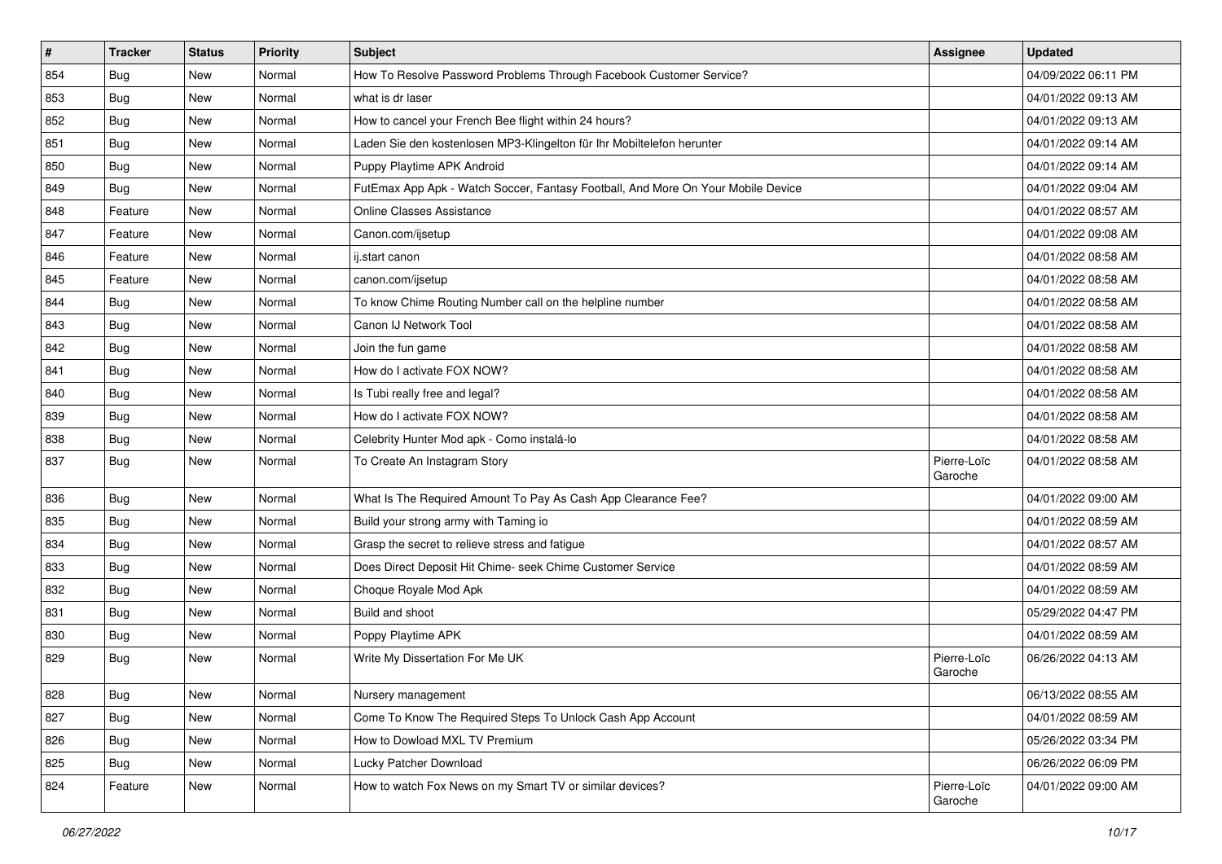| # | Tracker | Status | Priority | Subject | Assignee | Updated |
|---|---|---|---|---|---|---|
| 854 | Bug | New | Normal | How To Resolve Password Problems Through Facebook Customer Service? | | 04/09/2022 06:11 PM |
| 853 | Bug | New | Normal | what is dr laser | | 04/01/2022 09:13 AM |
| 852 | Bug | New | Normal | How to cancel your French Bee flight within 24 hours? | | 04/01/2022 09:13 AM |
| 851 | Bug | New | Normal | Laden Sie den kostenlosen MP3-Klingelton für Ihr Mobiltelefon herunter | | 04/01/2022 09:14 AM |
| 850 | Bug | New | Normal | Puppy Playtime APK Android | | 04/01/2022 09:14 AM |
| 849 | Bug | New | Normal | FutEmax App Apk - Watch Soccer, Fantasy Football, And More On Your Mobile Device | | 04/01/2022 09:04 AM |
| 848 | Feature | New | Normal | Online Classes Assistance | | 04/01/2022 08:57 AM |
| 847 | Feature | New | Normal | Canon.com/ijsetup | | 04/01/2022 09:08 AM |
| 846 | Feature | New | Normal | ij.start canon | | 04/01/2022 08:58 AM |
| 845 | Feature | New | Normal | canon.com/ijsetup | | 04/01/2022 08:58 AM |
| 844 | Bug | New | Normal | To know Chime Routing Number call on the helpline number | | 04/01/2022 08:58 AM |
| 843 | Bug | New | Normal | Canon IJ Network Tool | | 04/01/2022 08:58 AM |
| 842 | Bug | New | Normal | Join the fun game | | 04/01/2022 08:58 AM |
| 841 | Bug | New | Normal | How do I activate FOX NOW? | | 04/01/2022 08:58 AM |
| 840 | Bug | New | Normal | Is Tubi really free and legal? | | 04/01/2022 08:58 AM |
| 839 | Bug | New | Normal | How do I activate FOX NOW? | | 04/01/2022 08:58 AM |
| 838 | Bug | New | Normal | Celebrity Hunter Mod apk - Como instalá-lo | | 04/01/2022 08:58 AM |
| 837 | Bug | New | Normal | To Create An Instagram Story | Pierre-Loïc Garoche | 04/01/2022 08:58 AM |
| 836 | Bug | New | Normal | What Is The Required Amount To Pay As Cash App Clearance Fee? | | 04/01/2022 09:00 AM |
| 835 | Bug | New | Normal | Build your strong army with Taming io | | 04/01/2022 08:59 AM |
| 834 | Bug | New | Normal | Grasp the secret to relieve stress and fatigue | | 04/01/2022 08:57 AM |
| 833 | Bug | New | Normal | Does Direct Deposit Hit Chime- seek Chime Customer Service | | 04/01/2022 08:59 AM |
| 832 | Bug | New | Normal | Choque Royale Mod Apk | | 04/01/2022 08:59 AM |
| 831 | Bug | New | Normal | Build and shoot | | 05/29/2022 04:47 PM |
| 830 | Bug | New | Normal | Poppy Playtime APK | | 04/01/2022 08:59 AM |
| 829 | Bug | New | Normal | Write My Dissertation For Me UK | Pierre-Loïc Garoche | 06/26/2022 04:13 AM |
| 828 | Bug | New | Normal | Nursery management | | 06/13/2022 08:55 AM |
| 827 | Bug | New | Normal | Come To Know The Required Steps To Unlock Cash App Account | | 04/01/2022 08:59 AM |
| 826 | Bug | New | Normal | How to Dowload MXL TV Premium | | 05/26/2022 03:34 PM |
| 825 | Bug | New | Normal | Lucky Patcher Download | | 06/26/2022 06:09 PM |
| 824 | Feature | New | Normal | How to watch Fox News on my Smart TV or similar devices? | Pierre-Loïc Garoche | 04/01/2022 09:00 AM |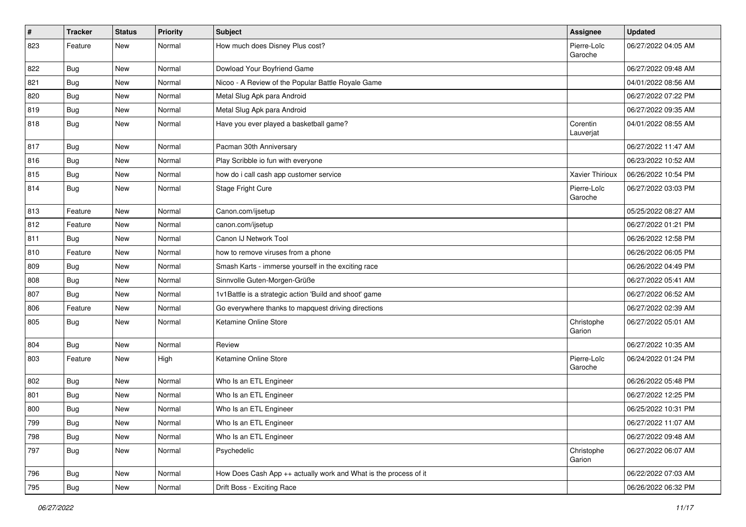| # | Tracker | Status | Priority | Subject | Assignee | Updated |
|---|---|---|---|---|---|---|
| 823 | Feature | New | Normal | How much does Disney Plus cost? | Pierre-Loïc Garoche | 06/27/2022 04:05 AM |
| 822 | Bug | New | Normal | Dowload Your Boyfriend Game | | 06/27/2022 09:48 AM |
| 821 | Bug | New | Normal | Nicoo - A Review of the Popular Battle Royale Game | | 04/01/2022 08:56 AM |
| 820 | Bug | New | Normal | Metal Slug Apk para Android | | 06/27/2022 07:22 PM |
| 819 | Bug | New | Normal | Metal Slug Apk para Android | | 06/27/2022 09:35 AM |
| 818 | Bug | New | Normal | Have you ever played a basketball game? | Corentin Lauverjat | 04/01/2022 08:55 AM |
| 817 | Bug | New | Normal | Pacman 30th Anniversary | | 06/27/2022 11:47 AM |
| 816 | Bug | New | Normal | Play Scribble io fun with everyone | | 06/23/2022 10:52 AM |
| 815 | Bug | New | Normal | how do i call cash app customer service | Xavier Thirioux | 06/26/2022 10:54 PM |
| 814 | Bug | New | Normal | Stage Fright Cure | Pierre-Loïc Garoche | 06/27/2022 03:03 PM |
| 813 | Feature | New | Normal | Canon.com/ijsetup | | 05/25/2022 08:27 AM |
| 812 | Feature | New | Normal | canon.com/ijsetup | | 06/27/2022 01:21 PM |
| 811 | Bug | New | Normal | Canon IJ Network Tool | | 06/26/2022 12:58 PM |
| 810 | Feature | New | Normal | how to remove viruses from a phone | | 06/26/2022 06:05 PM |
| 809 | Bug | New | Normal | Smash Karts - immerse yourself in the exciting race | | 06/26/2022 04:49 PM |
| 808 | Bug | New | Normal | Sinnvolle Guten-Morgen-Grüße | | 06/27/2022 05:41 AM |
| 807 | Bug | New | Normal | 1v1Battle is a strategic action 'Build and shoot' game | | 06/27/2022 06:52 AM |
| 806 | Feature | New | Normal | Go everywhere thanks to mapquest driving directions | | 06/27/2022 02:39 AM |
| 805 | Bug | New | Normal | Ketamine Online Store | Christophe Garion | 06/27/2022 05:01 AM |
| 804 | Bug | New | Normal | Review | | 06/27/2022 10:35 AM |
| 803 | Feature | New | High | Ketamine Online Store | Pierre-Loïc Garoche | 06/24/2022 01:24 PM |
| 802 | Bug | New | Normal | Who Is an ETL Engineer | | 06/26/2022 05:48 PM |
| 801 | Bug | New | Normal | Who Is an ETL Engineer | | 06/27/2022 12:25 PM |
| 800 | Bug | New | Normal | Who Is an ETL Engineer | | 06/25/2022 10:31 PM |
| 799 | Bug | New | Normal | Who Is an ETL Engineer | | 06/27/2022 11:07 AM |
| 798 | Bug | New | Normal | Who Is an ETL Engineer | | 06/27/2022 09:48 AM |
| 797 | Bug | New | Normal | Psychedelic | Christophe Garion | 06/27/2022 06:07 AM |
| 796 | Bug | New | Normal | How Does Cash App ++ actually work and What is the process of it | | 06/22/2022 07:03 AM |
| 795 | Bug | New | Normal | Drift Boss - Exciting Race | | 06/26/2022 06:32 PM |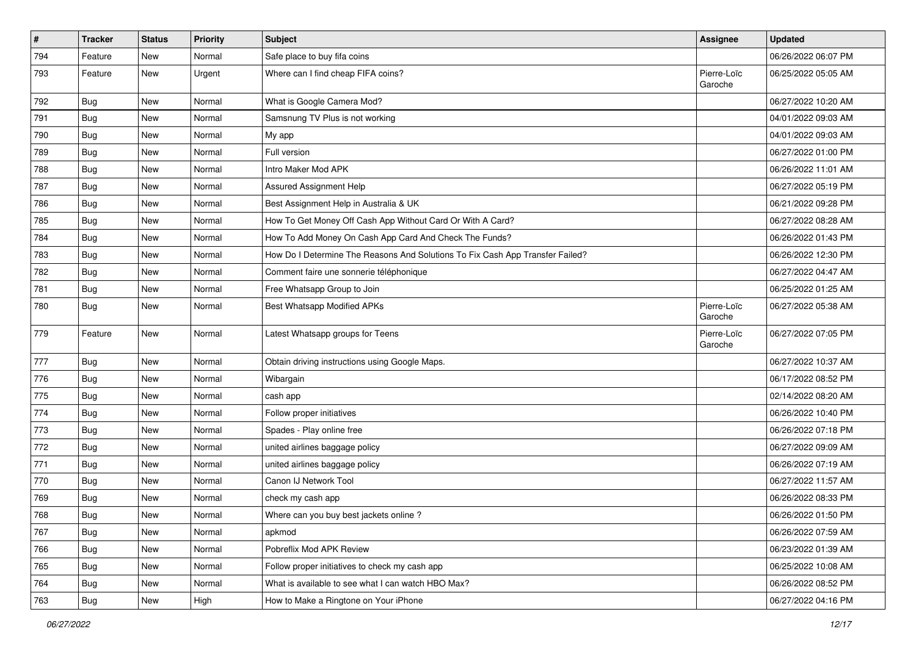| # | Tracker | Status | Priority | Subject | Assignee | Updated |
|---|---|---|---|---|---|---|
| 794 | Feature | New | Normal | Safe place to buy fifa coins | | 06/26/2022 06:07 PM |
| 793 | Feature | New | Urgent | Where can I find cheap FIFA coins? | Pierre-Loïc Garoche | 06/25/2022 05:05 AM |
| 792 | Bug | New | Normal | What is Google Camera Mod? | | 06/27/2022 10:20 AM |
| 791 | Bug | New | Normal | Samsnung TV Plus is not working | | 04/01/2022 09:03 AM |
| 790 | Bug | New | Normal | My app | | 04/01/2022 09:03 AM |
| 789 | Bug | New | Normal | Full version | | 06/27/2022 01:00 PM |
| 788 | Bug | New | Normal | Intro Maker Mod APK | | 06/26/2022 11:01 AM |
| 787 | Bug | New | Normal | Assured Assignment Help | | 06/27/2022 05:19 PM |
| 786 | Bug | New | Normal | Best Assignment Help in Australia & UK | | 06/21/2022 09:28 PM |
| 785 | Bug | New | Normal | How To Get Money Off Cash App Without Card Or With A Card? | | 06/27/2022 08:28 AM |
| 784 | Bug | New | Normal | How To Add Money On Cash App Card And Check The Funds? | | 06/26/2022 01:43 PM |
| 783 | Bug | New | Normal | How Do I Determine The Reasons And Solutions To Fix Cash App Transfer Failed? | | 06/26/2022 12:30 PM |
| 782 | Bug | New | Normal | Comment faire une sonnerie téléphonique | | 06/27/2022 04:47 AM |
| 781 | Bug | New | Normal | Free Whatsapp Group to Join | | 06/25/2022 01:25 AM |
| 780 | Bug | New | Normal | Best Whatsapp Modified APKs | Pierre-Loïc Garoche | 06/27/2022 05:38 AM |
| 779 | Feature | New | Normal | Latest Whatsapp groups for Teens | Pierre-Loïc Garoche | 06/27/2022 07:05 PM |
| 777 | Bug | New | Normal | Obtain driving instructions using Google Maps. | | 06/27/2022 10:37 AM |
| 776 | Bug | New | Normal | Wibargain | | 06/17/2022 08:52 PM |
| 775 | Bug | New | Normal | cash app | | 02/14/2022 08:20 AM |
| 774 | Bug | New | Normal | Follow proper initiatives | | 06/26/2022 10:40 PM |
| 773 | Bug | New | Normal | Spades - Play online free | | 06/26/2022 07:18 PM |
| 772 | Bug | New | Normal | united airlines baggage policy | | 06/27/2022 09:09 AM |
| 771 | Bug | New | Normal | united airlines baggage policy | | 06/26/2022 07:19 AM |
| 770 | Bug | New | Normal | Canon IJ Network Tool | | 06/27/2022 11:57 AM |
| 769 | Bug | New | Normal | check my cash app | | 06/26/2022 08:33 PM |
| 768 | Bug | New | Normal | Where can you buy best jackets online ? | | 06/26/2022 01:50 PM |
| 767 | Bug | New | Normal | apkmod | | 06/26/2022 07:59 AM |
| 766 | Bug | New | Normal | Pobreflix Mod APK Review | | 06/23/2022 01:39 AM |
| 765 | Bug | New | Normal | Follow proper initiatives to check my cash app | | 06/25/2022 10:08 AM |
| 764 | Bug | New | Normal | What is available to see what I can watch HBO Max? | | 06/26/2022 08:52 PM |
| 763 | Bug | New | High | How to Make a Ringtone on Your iPhone | | 06/27/2022 04:16 PM |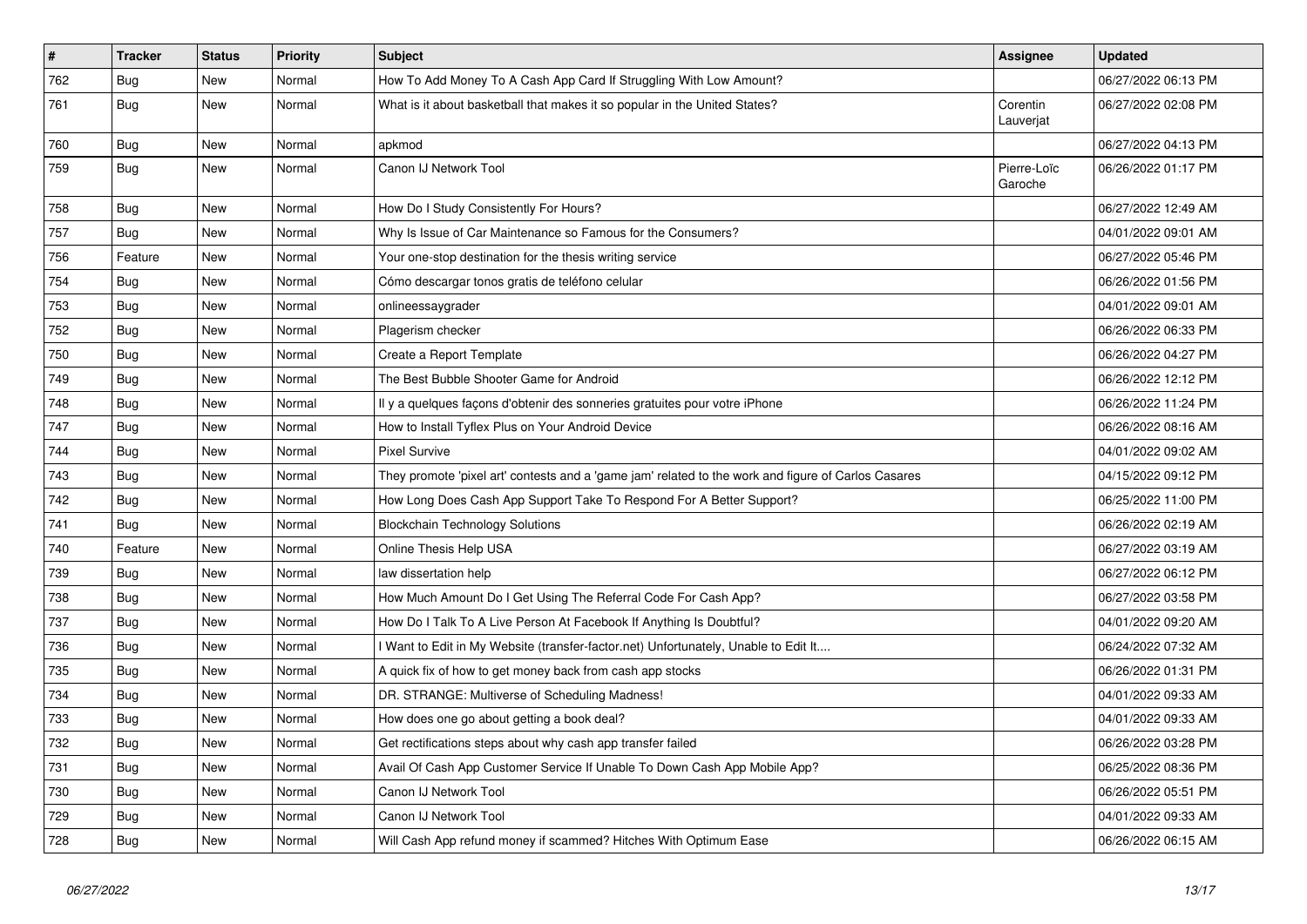| # | Tracker | Status | Priority | Subject | Assignee | Updated |
| --- | --- | --- | --- | --- | --- | --- |
| 762 | Bug | New | Normal | How To Add Money To A Cash App Card If Struggling With Low Amount? | | 06/27/2022 06:13 PM |
| 761 | Bug | New | Normal | What is it about basketball that makes it so popular in the United States? | Corentin Lauverjat | 06/27/2022 02:08 PM |
| 760 | Bug | New | Normal | apkmod | | 06/27/2022 04:13 PM |
| 759 | Bug | New | Normal | Canon IJ Network Tool | Pierre-Loïc Garoche | 06/26/2022 01:17 PM |
| 758 | Bug | New | Normal | How Do I Study Consistently For Hours? | | 06/27/2022 12:49 AM |
| 757 | Bug | New | Normal | Why Is Issue of Car Maintenance so Famous for the Consumers? | | 04/01/2022 09:01 AM |
| 756 | Feature | New | Normal | Your one-stop destination for the thesis writing service | | 06/27/2022 05:46 PM |
| 754 | Bug | New | Normal | Cómo descargar tonos gratis de teléfono celular | | 06/26/2022 01:56 PM |
| 753 | Bug | New | Normal | onlineessaygrader | | 04/01/2022 09:01 AM |
| 752 | Bug | New | Normal | Plagerism checker | | 06/26/2022 06:33 PM |
| 750 | Bug | New | Normal | Create a Report Template | | 06/26/2022 04:27 PM |
| 749 | Bug | New | Normal | The Best Bubble Shooter Game for Android | | 06/26/2022 12:12 PM |
| 748 | Bug | New | Normal | Il y a quelques façons d'obtenir des sonneries gratuites pour votre iPhone | | 06/26/2022 11:24 PM |
| 747 | Bug | New | Normal | How to Install Tyflex Plus on Your Android Device | | 06/26/2022 08:16 AM |
| 744 | Bug | New | Normal | Pixel Survive | | 04/01/2022 09:02 AM |
| 743 | Bug | New | Normal | They promote 'pixel art' contests and a 'game jam' related to the work and figure of Carlos Casares | | 04/15/2022 09:12 PM |
| 742 | Bug | New | Normal | How Long Does Cash App Support Take To Respond For A Better Support? | | 06/25/2022 11:00 PM |
| 741 | Bug | New | Normal | Blockchain Technology Solutions | | 06/26/2022 02:19 AM |
| 740 | Feature | New | Normal | Online Thesis Help USA | | 06/27/2022 03:19 AM |
| 739 | Bug | New | Normal | law dissertation help | | 06/27/2022 06:12 PM |
| 738 | Bug | New | Normal | How Much Amount Do I Get Using The Referral Code For Cash App? | | 06/27/2022 03:58 PM |
| 737 | Bug | New | Normal | How Do I Talk To A Live Person At Facebook If Anything Is Doubtful? | | 04/01/2022 09:20 AM |
| 736 | Bug | New | Normal | I Want to Edit in My Website (transfer-factor.net) Unfortunately, Unable to Edit It.... | | 06/24/2022 07:32 AM |
| 735 | Bug | New | Normal | A quick fix of how to get money back from cash app stocks | | 06/26/2022 01:31 PM |
| 734 | Bug | New | Normal | DR. STRANGE: Multiverse of Scheduling Madness! | | 04/01/2022 09:33 AM |
| 733 | Bug | New | Normal | How does one go about getting a book deal? | | 04/01/2022 09:33 AM |
| 732 | Bug | New | Normal | Get rectifications steps about why cash app transfer failed | | 06/26/2022 03:28 PM |
| 731 | Bug | New | Normal | Avail Of Cash App Customer Service If Unable To Down Cash App Mobile App? | | 06/25/2022 08:36 PM |
| 730 | Bug | New | Normal | Canon IJ Network Tool | | 06/26/2022 05:51 PM |
| 729 | Bug | New | Normal | Canon IJ Network Tool | | 04/01/2022 09:33 AM |
| 728 | Bug | New | Normal | Will Cash App refund money if scammed? Hitches With Optimum Ease | | 06/26/2022 06:15 AM |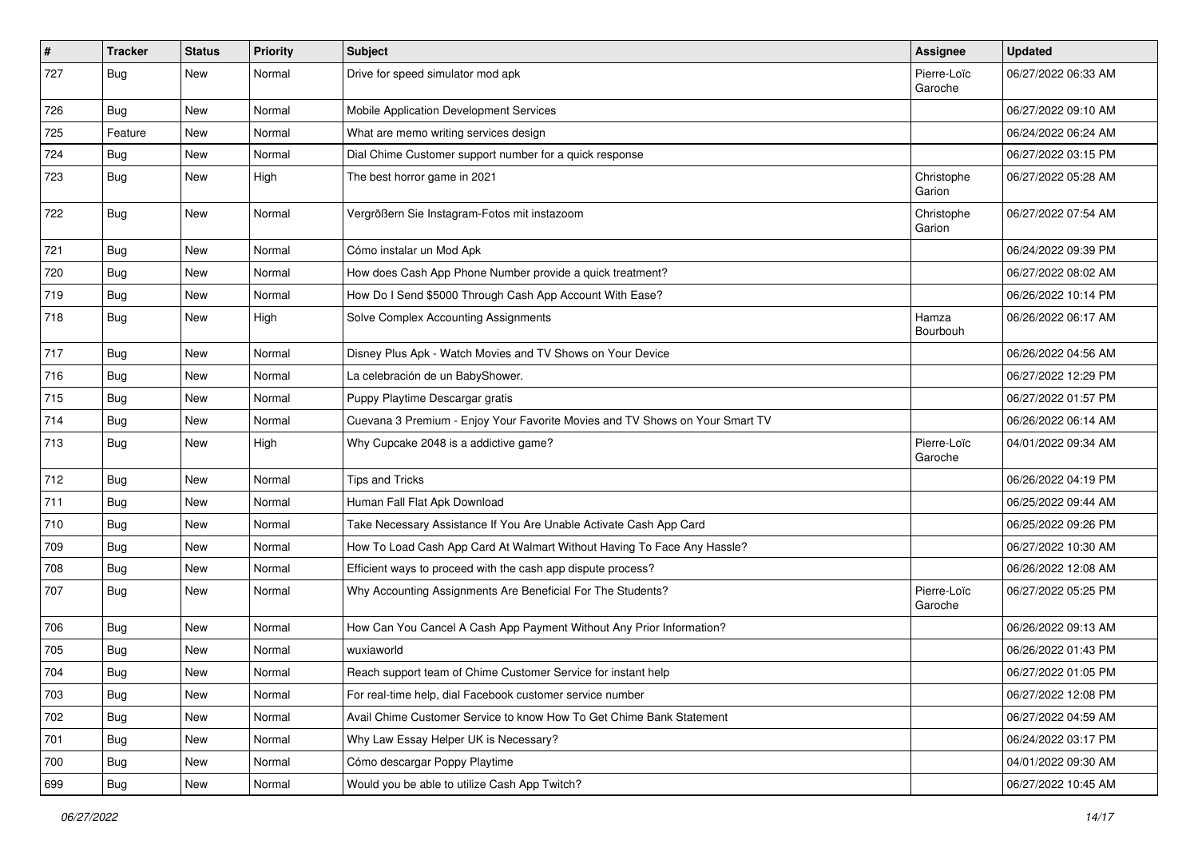| # | Tracker | Status | Priority | Subject | Assignee | Updated |
|---|---|---|---|---|---|---|
| 727 | Bug | New | Normal | Drive for speed simulator mod apk | Pierre-Loïc Garoche | 06/27/2022 06:33 AM |
| 726 | Bug | New | Normal | Mobile Application Development Services | | 06/27/2022 09:10 AM |
| 725 | Feature | New | Normal | What are memo writing services design | | 06/24/2022 06:24 AM |
| 724 | Bug | New | Normal | Dial Chime Customer support number for a quick response | | 06/27/2022 03:15 PM |
| 723 | Bug | New | High | The best horror game in 2021 | Christophe Garion | 06/27/2022 05:28 AM |
| 722 | Bug | New | Normal | Vergrößern Sie Instagram-Fotos mit instazoom | Christophe Garion | 06/27/2022 07:54 AM |
| 721 | Bug | New | Normal | Cómo instalar un Mod Apk | | 06/24/2022 09:39 PM |
| 720 | Bug | New | Normal | How does Cash App Phone Number provide a quick treatment? | | 06/27/2022 08:02 AM |
| 719 | Bug | New | Normal | How Do I Send $5000 Through Cash App Account With Ease? | | 06/26/2022 10:14 PM |
| 718 | Bug | New | High | Solve Complex Accounting Assignments | Hamza Bourbouh | 06/26/2022 06:17 AM |
| 717 | Bug | New | Normal | Disney Plus Apk - Watch Movies and TV Shows on Your Device | | 06/26/2022 04:56 AM |
| 716 | Bug | New | Normal | La celebración de un BabyShower. | | 06/27/2022 12:29 PM |
| 715 | Bug | New | Normal | Puppy Playtime Descargar gratis | | 06/27/2022 01:57 PM |
| 714 | Bug | New | Normal | Cuevana 3 Premium - Enjoy Your Favorite Movies and TV Shows on Your Smart TV | | 06/26/2022 06:14 AM |
| 713 | Bug | New | High | Why Cupcake 2048 is a addictive game? | Pierre-Loïc Garoche | 04/01/2022 09:34 AM |
| 712 | Bug | New | Normal | Tips and Tricks | | 06/26/2022 04:19 PM |
| 711 | Bug | New | Normal | Human Fall Flat Apk Download | | 06/25/2022 09:44 AM |
| 710 | Bug | New | Normal | Take Necessary Assistance If You Are Unable Activate Cash App Card | | 06/25/2022 09:26 PM |
| 709 | Bug | New | Normal | How To Load Cash App Card At Walmart Without Having To Face Any Hassle? | | 06/27/2022 10:30 AM |
| 708 | Bug | New | Normal | Efficient ways to proceed with the cash app dispute process? | | 06/26/2022 12:08 AM |
| 707 | Bug | New | Normal | Why Accounting Assignments Are Beneficial For The Students? | Pierre-Loïc Garoche | 06/27/2022 05:25 PM |
| 706 | Bug | New | Normal | How Can You Cancel A Cash App Payment Without Any Prior Information? | | 06/26/2022 09:13 AM |
| 705 | Bug | New | Normal | wuxiaworld | | 06/26/2022 01:43 PM |
| 704 | Bug | New | Normal | Reach support team of Chime Customer Service for instant help | | 06/27/2022 01:05 PM |
| 703 | Bug | New | Normal | For real-time help, dial Facebook customer service number | | 06/27/2022 12:08 PM |
| 702 | Bug | New | Normal | Avail Chime Customer Service to know How To Get Chime Bank Statement | | 06/27/2022 04:59 AM |
| 701 | Bug | New | Normal | Why Law Essay Helper UK is Necessary? | | 06/24/2022 03:17 PM |
| 700 | Bug | New | Normal | Cómo descargar Poppy Playtime | | 04/01/2022 09:30 AM |
| 699 | Bug | New | Normal | Would you be able to utilize Cash App Twitch? | | 06/27/2022 10:45 AM |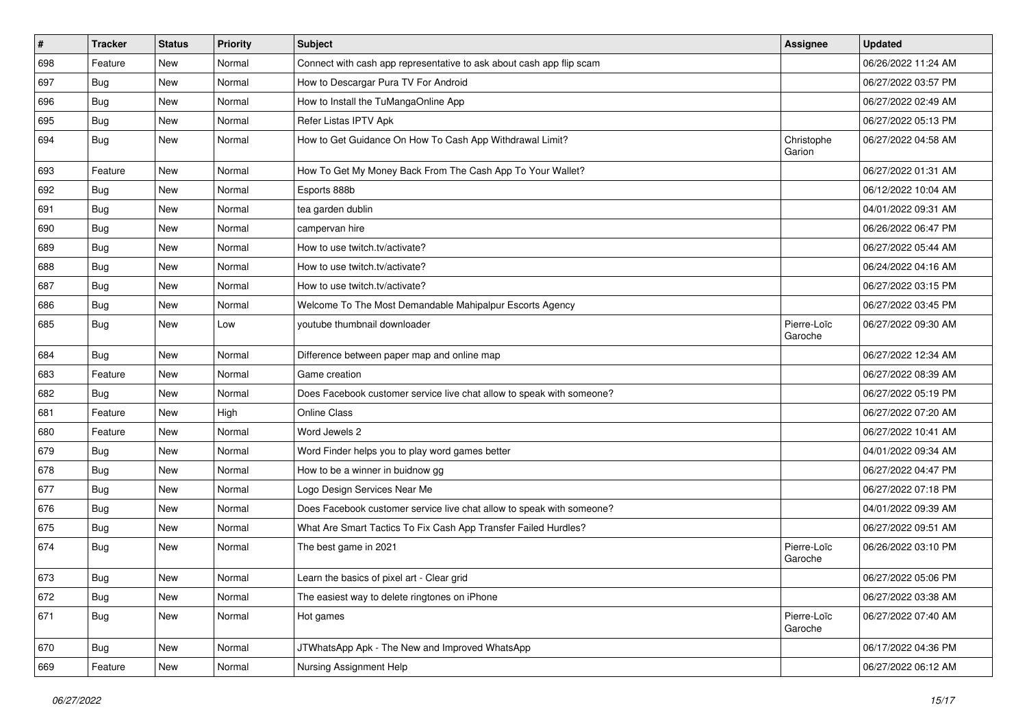| # | Tracker | Status | Priority | Subject | Assignee | Updated |
|---|---|---|---|---|---|---|
| 698 | Feature | New | Normal | Connect with cash app representative to ask about cash app flip scam | | 06/26/2022 11:24 AM |
| 697 | Bug | New | Normal | How to Descargar Pura TV For Android | | 06/27/2022 03:57 PM |
| 696 | Bug | New | Normal | How to Install the TuMangaOnline App | | 06/27/2022 02:49 AM |
| 695 | Bug | New | Normal | Refer Listas IPTV Apk | | 06/27/2022 05:13 PM |
| 694 | Bug | New | Normal | How to Get Guidance On How To Cash App Withdrawal Limit? | Christophe Garion | 06/27/2022 04:58 AM |
| 693 | Feature | New | Normal | How To Get My Money Back From The Cash App To Your Wallet? | | 06/27/2022 01:31 AM |
| 692 | Bug | New | Normal | Esports 888b | | 06/12/2022 10:04 AM |
| 691 | Bug | New | Normal | tea garden dublin | | 04/01/2022 09:31 AM |
| 690 | Bug | New | Normal | campervan hire | | 06/26/2022 06:47 PM |
| 689 | Bug | New | Normal | How to use twitch.tv/activate? | | 06/27/2022 05:44 AM |
| 688 | Bug | New | Normal | How to use twitch.tv/activate? | | 06/24/2022 04:16 AM |
| 687 | Bug | New | Normal | How to use twitch.tv/activate? | | 06/27/2022 03:15 PM |
| 686 | Bug | New | Normal | Welcome To The Most Demandable Mahipalpur Escorts Agency | | 06/27/2022 03:45 PM |
| 685 | Bug | New | Low | youtube thumbnail downloader | Pierre-Loïc Garoche | 06/27/2022 09:30 AM |
| 684 | Bug | New | Normal | Difference between paper map and online map | | 06/27/2022 12:34 AM |
| 683 | Feature | New | Normal | Game creation | | 06/27/2022 08:39 AM |
| 682 | Bug | New | Normal | Does Facebook customer service live chat allow to speak with someone? | | 06/27/2022 05:19 PM |
| 681 | Feature | New | High | Online Class | | 06/27/2022 07:20 AM |
| 680 | Feature | New | Normal | Word Jewels 2 | | 06/27/2022 10:41 AM |
| 679 | Bug | New | Normal | Word Finder helps you to play word games better | | 04/01/2022 09:34 AM |
| 678 | Bug | New | Normal | How to be a winner in buidnow gg | | 06/27/2022 04:47 PM |
| 677 | Bug | New | Normal | Logo Design Services Near Me | | 06/27/2022 07:18 PM |
| 676 | Bug | New | Normal | Does Facebook customer service live chat allow to speak with someone? | | 04/01/2022 09:39 AM |
| 675 | Bug | New | Normal | What Are Smart Tactics To Fix Cash App Transfer Failed Hurdles? | | 06/27/2022 09:51 AM |
| 674 | Bug | New | Normal | The best game in 2021 | Pierre-Loïc Garoche | 06/26/2022 03:10 PM |
| 673 | Bug | New | Normal | Learn the basics of pixel art - Clear grid | | 06/27/2022 05:06 PM |
| 672 | Bug | New | Normal | The easiest way to delete ringtones on iPhone | | 06/27/2022 03:38 AM |
| 671 | Bug | New | Normal | Hot games | Pierre-Loïc Garoche | 06/27/2022 07:40 AM |
| 670 | Bug | New | Normal | JTWhatsApp Apk - The New and Improved WhatsApp | | 06/17/2022 04:36 PM |
| 669 | Feature | New | Normal | Nursing Assignment Help | | 06/27/2022 06:12 AM |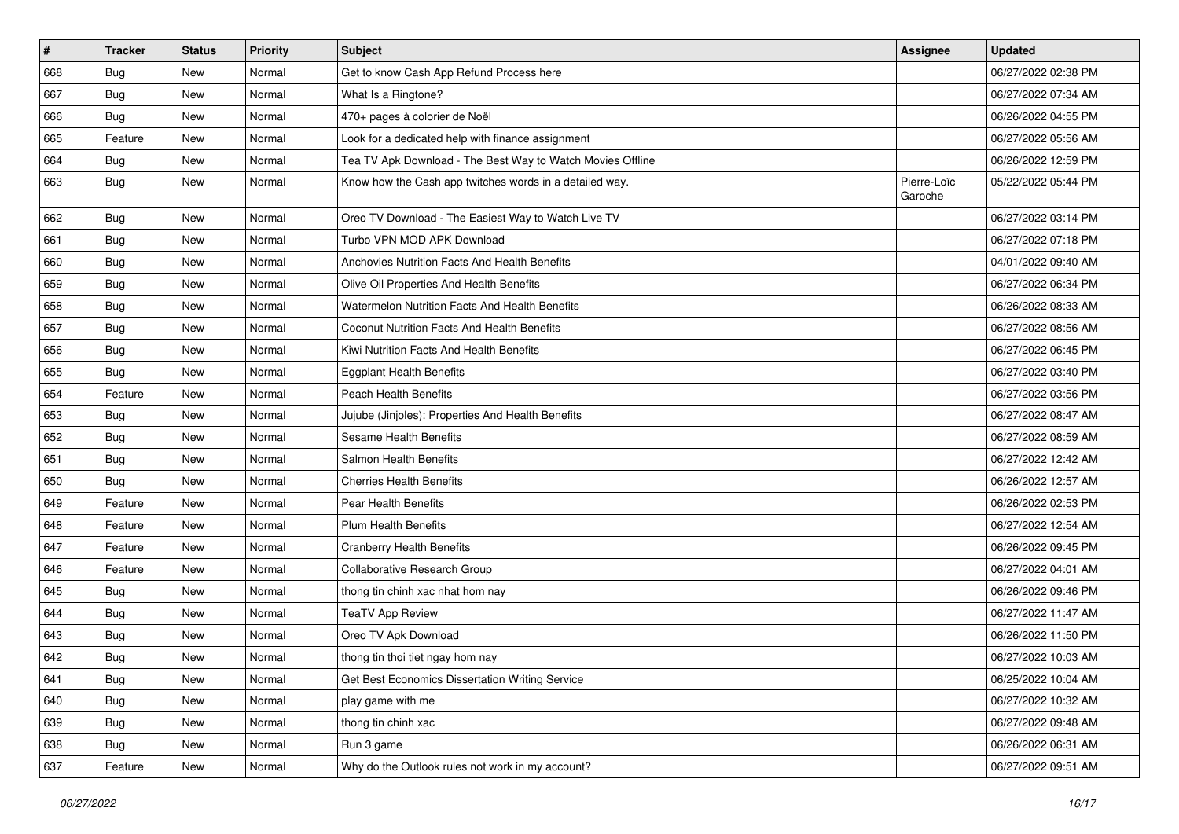| # | Tracker | Status | Priority | Subject | Assignee | Updated |
|---|---|---|---|---|---|---|
| 668 | Bug | New | Normal | Get to know Cash App Refund Process here | | 06/27/2022 02:38 PM |
| 667 | Bug | New | Normal | What Is a Ringtone? | | 06/27/2022 07:34 AM |
| 666 | Bug | New | Normal | 470+ pages à colorier de Noël | | 06/26/2022 04:55 PM |
| 665 | Feature | New | Normal | Look for a dedicated help with finance assignment | | 06/27/2022 05:56 AM |
| 664 | Bug | New | Normal | Tea TV Apk Download - The Best Way to Watch Movies Offline | | 06/26/2022 12:59 PM |
| 663 | Bug | New | Normal | Know how the Cash app twitches words in a detailed way. | Pierre-Loïc Garoche | 05/22/2022 05:44 PM |
| 662 | Bug | New | Normal | Oreo TV Download - The Easiest Way to Watch Live TV | | 06/27/2022 03:14 PM |
| 661 | Bug | New | Normal | Turbo VPN MOD APK Download | | 06/27/2022 07:18 PM |
| 660 | Bug | New | Normal | Anchovies Nutrition Facts And Health Benefits | | 04/01/2022 09:40 AM |
| 659 | Bug | New | Normal | Olive Oil Properties And Health Benefits | | 06/27/2022 06:34 PM |
| 658 | Bug | New | Normal | Watermelon Nutrition Facts And Health Benefits | | 06/26/2022 08:33 AM |
| 657 | Bug | New | Normal | Coconut Nutrition Facts And Health Benefits | | 06/27/2022 08:56 AM |
| 656 | Bug | New | Normal | Kiwi Nutrition Facts And Health Benefits | | 06/27/2022 06:45 PM |
| 655 | Bug | New | Normal | Eggplant Health Benefits | | 06/27/2022 03:40 PM |
| 654 | Feature | New | Normal | Peach Health Benefits | | 06/27/2022 03:56 PM |
| 653 | Bug | New | Normal | Jujube (Jinjoles): Properties And Health Benefits | | 06/27/2022 08:47 AM |
| 652 | Bug | New | Normal | Sesame Health Benefits | | 06/27/2022 08:59 AM |
| 651 | Bug | New | Normal | Salmon Health Benefits | | 06/27/2022 12:42 AM |
| 650 | Bug | New | Normal | Cherries Health Benefits | | 06/26/2022 12:57 AM |
| 649 | Feature | New | Normal | Pear Health Benefits | | 06/26/2022 02:53 PM |
| 648 | Feature | New | Normal | Plum Health Benefits | | 06/27/2022 12:54 AM |
| 647 | Feature | New | Normal | Cranberry Health Benefits | | 06/26/2022 09:45 PM |
| 646 | Feature | New | Normal | Collaborative Research Group | | 06/27/2022 04:01 AM |
| 645 | Bug | New | Normal | thong tin chinh xac nhat hom nay | | 06/26/2022 09:46 PM |
| 644 | Bug | New | Normal | TeaTV App Review | | 06/27/2022 11:47 AM |
| 643 | Bug | New | Normal | Oreo TV Apk Download | | 06/26/2022 11:50 PM |
| 642 | Bug | New | Normal | thong tin thoi tiet ngay hom nay | | 06/27/2022 10:03 AM |
| 641 | Bug | New | Normal | Get Best Economics Dissertation Writing Service | | 06/25/2022 10:04 AM |
| 640 | Bug | New | Normal | play game with me | | 06/27/2022 10:32 AM |
| 639 | Bug | New | Normal | thong tin chinh xac | | 06/27/2022 09:48 AM |
| 638 | Bug | New | Normal | Run 3 game | | 06/26/2022 06:31 AM |
| 637 | Feature | New | Normal | Why do the Outlook rules not work in my account? | | 06/27/2022 09:51 AM |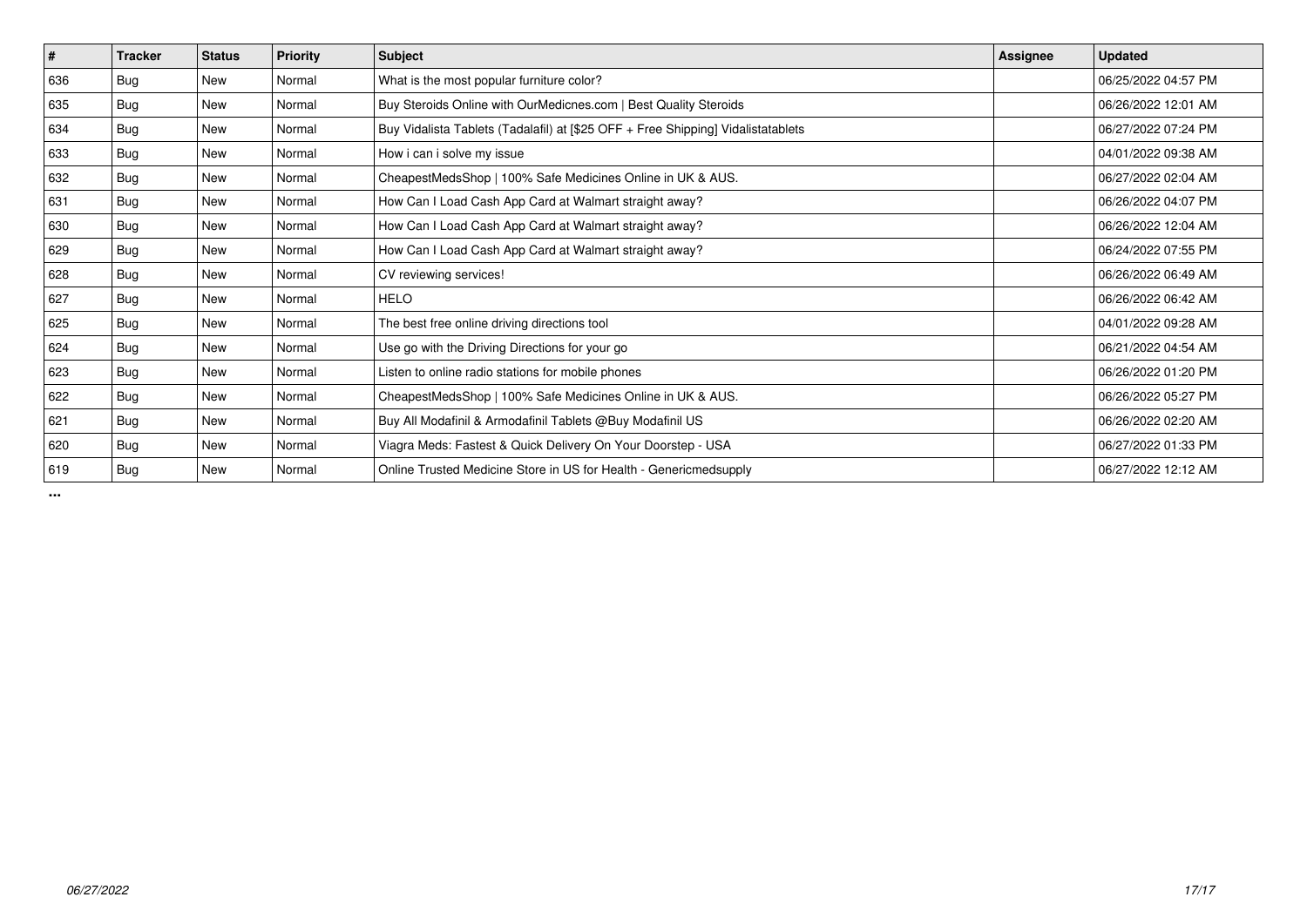| # | Tracker | Status | Priority | Subject | Assignee | Updated |
|---|---|---|---|---|---|---|
| 636 | Bug | New | Normal | What is the most popular furniture color? | | 06/25/2022 04:57 PM |
| 635 | Bug | New | Normal | Buy Steroids Online with OurMedicnes.com \| Best Quality Steroids | | 06/26/2022 12:01 AM |
| 634 | Bug | New | Normal | Buy Vidalista Tablets (Tadalafil) at [$25 OFF + Free Shipping] Vidalistatablets | | 06/27/2022 07:24 PM |
| 633 | Bug | New | Normal | How i can i solve my issue | | 04/01/2022 09:38 AM |
| 632 | Bug | New | Normal | CheapestMedsShop \| 100% Safe Medicines Online in UK & AUS. | | 06/27/2022 02:04 AM |
| 631 | Bug | New | Normal | How Can I Load Cash App Card at Walmart straight away? | | 06/26/2022 04:07 PM |
| 630 | Bug | New | Normal | How Can I Load Cash App Card at Walmart straight away? | | 06/26/2022 12:04 AM |
| 629 | Bug | New | Normal | How Can I Load Cash App Card at Walmart straight away? | | 06/24/2022 07:55 PM |
| 628 | Bug | New | Normal | CV reviewing services! | | 06/26/2022 06:49 AM |
| 627 | Bug | New | Normal | HELO | | 06/26/2022 06:42 AM |
| 625 | Bug | New | Normal | The best free online driving directions tool | | 04/01/2022 09:28 AM |
| 624 | Bug | New | Normal | Use go with the Driving Directions for your go | | 06/21/2022 04:54 AM |
| 623 | Bug | New | Normal | Listen to online radio stations for mobile phones | | 06/26/2022 01:20 PM |
| 622 | Bug | New | Normal | CheapestMedsShop \| 100% Safe Medicines Online in UK & AUS. | | 06/26/2022 05:27 PM |
| 621 | Bug | New | Normal | Buy All Modafinil & Armodafinil Tablets @Buy Modafinil US | | 06/26/2022 02:20 AM |
| 620 | Bug | New | Normal | Viagra Meds: Fastest & Quick Delivery On Your Doorstep - USA | | 06/27/2022 01:33 PM |
| 619 | Bug | New | Normal | Online Trusted Medicine Store in US for Health - Genericmedsupply | | 06/27/2022 12:12 AM |

...